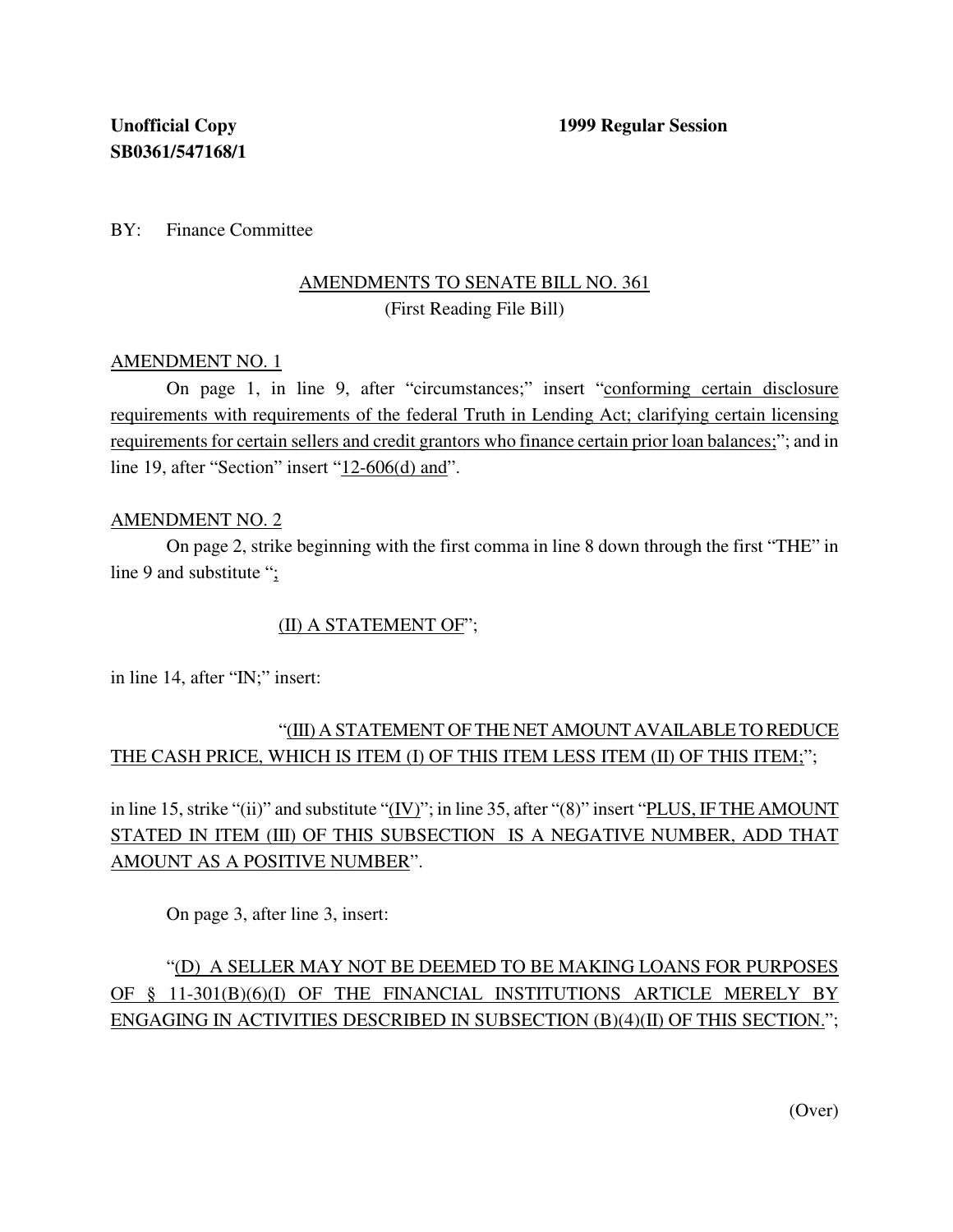**Unofficial Copy** **1999 Regular Session**
**SB0361/547168/1**

BY: Finance Committee

AMENDMENTS TO SENATE BILL NO. 361
(First Reading File Bill)

AMENDMENT NO. 1

On page 1, in line 9, after "circumstances;" insert "conforming certain disclosure requirements with requirements of the federal Truth in Lending Act; clarifying certain licensing requirements for certain sellers and credit grantors who finance certain prior loan balances;"; and in line 19, after "Section" insert "12-606(d) and".

AMENDMENT NO. 2

On page 2, strike beginning with the first comma in line 8 down through the first "THE" in line 9 and substitute ";

(II) A STATEMENT OF";

in line 14, after "IN;" insert:

"(III) A STATEMENT OF THE NET AMOUNT AVAILABLE TO REDUCE THE CASH PRICE, WHICH IS ITEM (I) OF THIS ITEM LESS ITEM (II) OF THIS ITEM;";

in line 15, strike "(ii)" and substitute "(IV)"; in line 35, after "(8)" insert "PLUS, IF THE AMOUNT STATED IN ITEM (III) OF THIS SUBSECTION IS A NEGATIVE NUMBER, ADD THAT AMOUNT AS A POSITIVE NUMBER".

On page 3, after line 3, insert:

"(D) A SELLER MAY NOT BE DEEMED TO BE MAKING LOANS FOR PURPOSES OF § 11-301(B)(6)(I) OF THE FINANCIAL INSTITUTIONS ARTICLE MERELY BY ENGAGING IN ACTIVITIES DESCRIBED IN SUBSECTION (B)(4)(II) OF THIS SECTION.";

(Over)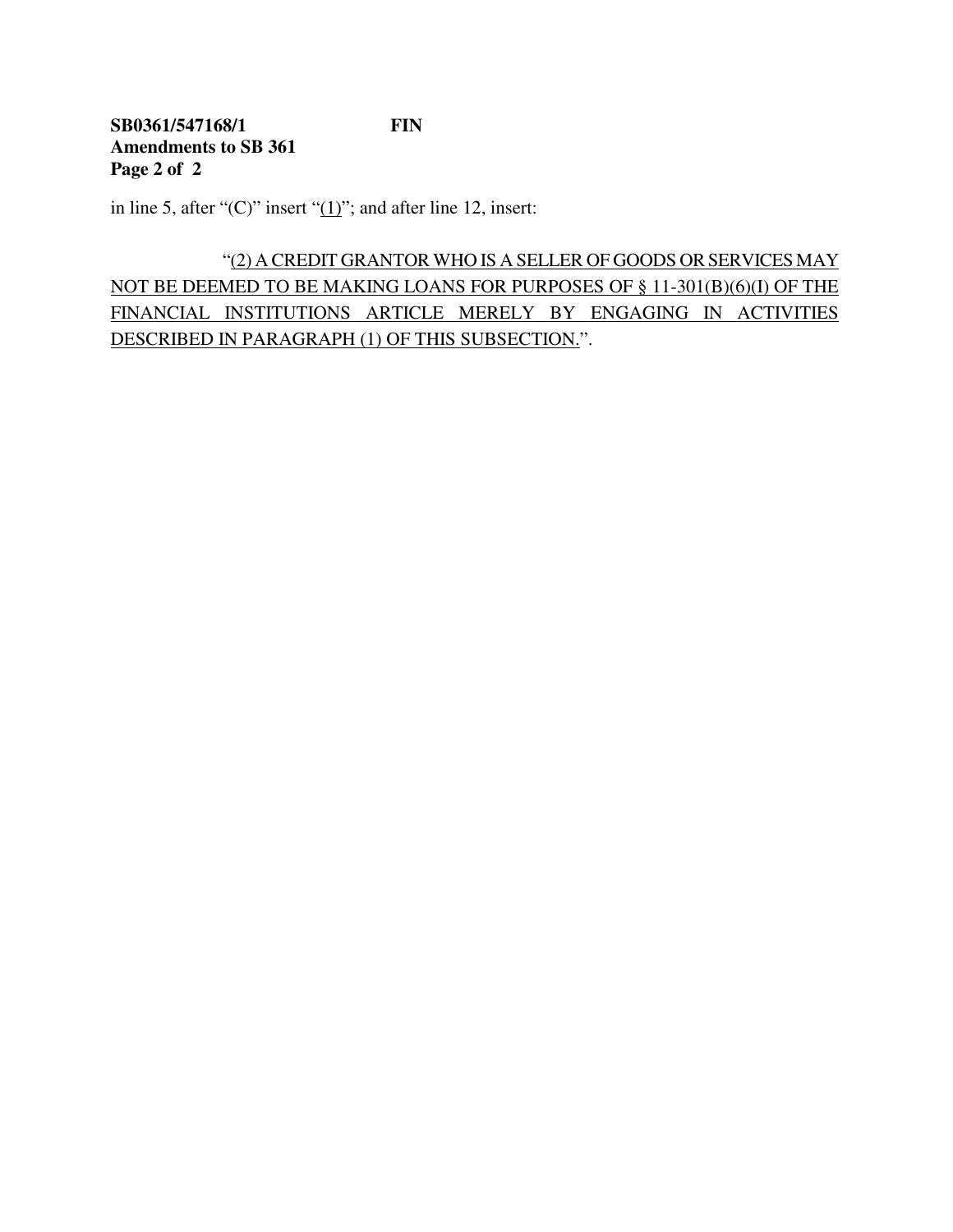in line 5, after "(C)" insert "(1)"; and after line 12, insert:

"(2) A CREDIT GRANTOR WHO IS A SELLER OF GOODS OR SERVICES MAY NOT BE DEEMED TO BE MAKING LOANS FOR PURPOSES OF § 11-301(B)(6)(I) OF THE FINANCIAL INSTITUTIONS ARTICLE MERELY BY ENGAGING IN ACTIVITIES DESCRIBED IN PARAGRAPH (1) OF THIS SUBSECTION.".